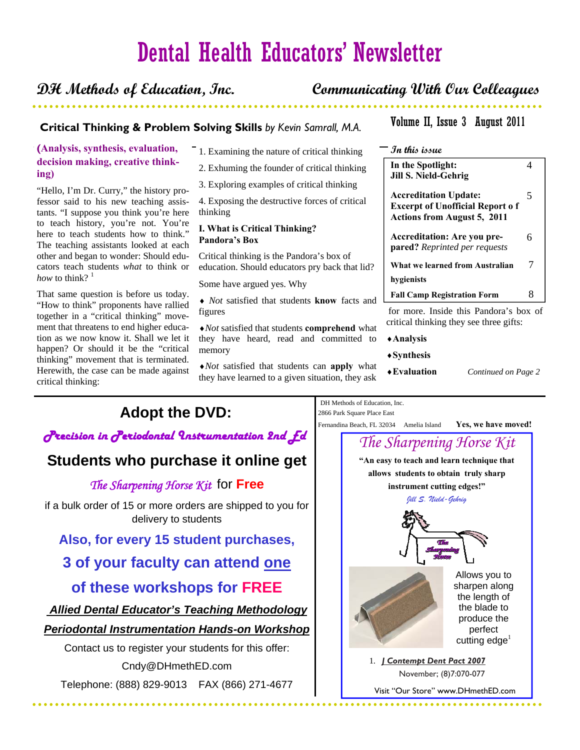# Dental Health Educators' Newsletter

**DH Methods of Education, Inc.** — **Communicating With Our Colleagues**

Volume II, Issue 3 August 2011

## Critical Thinking & Problem Solving Skills *by Kevin Samrall, M.A.*

### (Analysis, synthesis, evaluation, decision making, creative thinking)

"Hello, I'm Dr. Curry," the history professor said to his new teaching assistants. "I suppose you think you're here to teach history, you're not. You're here to teach students how to think." The teaching assistants looked at each other and began to wonder: Should educators teach students *what* to think or *how* to think? [1]

That same question is before us today. "How to think" proponents have rallied together in a "critical thinking" movement that threatens to end higher education as we now know it. Shall we let it happen? Or should it be the "critical thinking" movement that is terminated. Herewith, the case can be made against critical thinking:

1. Examining the nature of critical thinking
2. Exhuming the founder of critical thinking
3. Exploring examples of critical thinking
4. Exposing the destructive forces of critical thinking

**I. What is Critical Thinking? Pandora's Box**

Critical thinking is the Pandora's box of education. Should educators pry back that lid?

Some have argued yes. Why

- *Not* satisfied that students **know** facts and figures
- *Not* satisfied that students **comprehend** what they have heard, read and committed to memory
- *Not* satisfied that students can **apply** what they have learned to a given situation, they ask for more. Inside this Pandora's box of critical thinking they see three gifts:
- **Analysis**
- **Synthesis**
- **Evaluation**

*Continued on Page 2*

### In this issue

| | |
|---|---|
| **In the Spotlight: Jill S. Nield-Gehrig** | 4 |
| **Accreditation Update: Excerpt of Unofficial Report o f Actions from August 5, 2011** | 5 |
| **Accreditation: Are you prepared?** *Reprinted per requests* | 6 |
| **What we learned from Australian hygienists** | 7 |
| **Fall Camp Registration Form** | 8 |

## Adopt the DVD:

***Precision in Periodontal Instrumentation 2nd Ed***

**Students who purchase it online get**

*The Sharpening Horse Kit* for **Free**

if a bulk order of 15 or more orders are shipped to you for delivery to students

**Also, for every 15 student purchases,**

**3 of your faculty can attend one**

**of these workshops for FREE**

***Allied Dental Educator's Teaching Methodology***

***Periodontal Instrumentation Hands-on Workshop***

Contact us to register your students for this offer:

Cndy@DHmethED.com

Telephone: (888) 829-9013 FAX (866) 271-4677

DH Methods of Education, Inc.
2866 Park Square Place East
Fernandina Beach, FL 32034 Amelia Island **Yes, we have moved!**

## *The Sharpening Horse Kit*

**"An easy to teach and learn technique that allows students to obtain truly sharp instrument cutting edges!"**

*Jill S. Nield-Gehrig*

Allows you to sharpen along the length of the blade to produce the perfect cutting edge[1]

1. ***J Contempt Dent Pact 2007*** November; (8)7:070-077

Visit "Our Store" www.DHmethED.com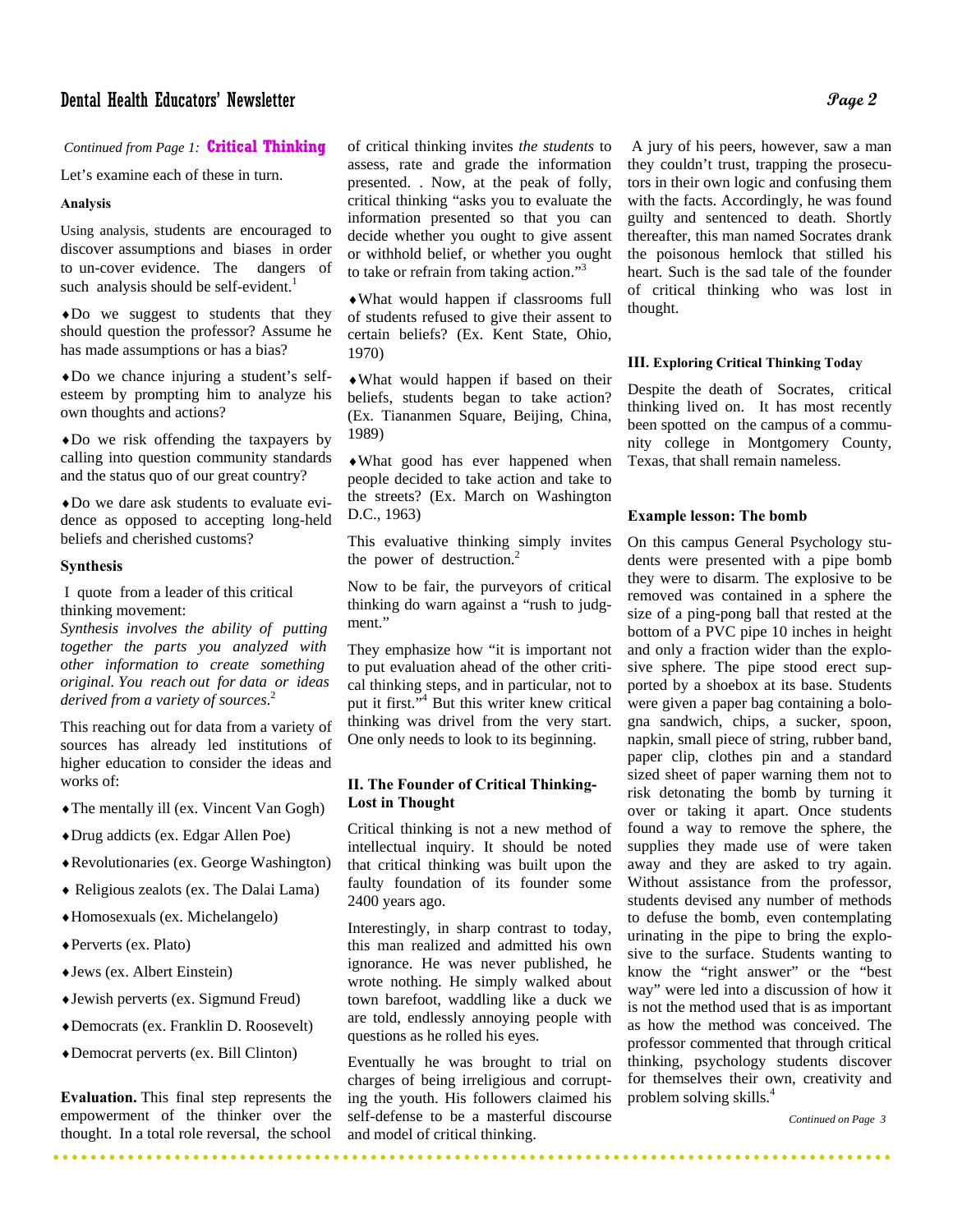*Continued from Page 1:* **Critical Thinking**

Let's examine each of these in turn.

### Analysis

Using analysis, students are encouraged to discover assumptions and biases in order to un-cover evidence. The dangers of such analysis should be self-evident.[1]

- Do we suggest to students that they should question the professor? Assume he has made assumptions or has a bias?
- Do we chance injuring a student's self-esteem by prompting him to analyze his own thoughts and actions?
- Do we risk offending the taxpayers by calling into question community standards and the status quo of our great country?
- Do we dare ask students to evaluate evidence as opposed to accepting long-held beliefs and cherished customs?

### Synthesis

I quote from a leader of this critical thinking movement:

*Synthesis involves the ability of putting together the parts you analyzed with other information to create something original. You reach out for data or ideas derived from a variety of sources.*[2]

This reaching out for data from a variety of sources has already led institutions of higher education to consider the ideas and works of:

- The mentally ill (ex. Vincent Van Gogh)
- Drug addicts (ex. Edgar Allen Poe)
- Revolutionaries (ex. George Washington)
- Religious zealots (ex. The Dalai Lama)
- Homosexuals (ex. Michelangelo)
- Perverts (ex. Plato)
- Jews (ex. Albert Einstein)
- Jewish perverts (ex. Sigmund Freud)
- Democrats (ex. Franklin D. Roosevelt)
- Democrat perverts (ex. Bill Clinton)

**Evaluation.** This final step represents the empowerment of the thinker over the thought. In a total role reversal, the school of critical thinking invites *the students* to assess, rate and grade the information presented. . Now, at the peak of folly, critical thinking "asks you to evaluate the information presented so that you can decide whether you ought to give assent or withhold belief, or whether you ought to take or refrain from taking action."[3]

- What would happen if classrooms full of students refused to give their assent to certain beliefs? (Ex. Kent State, Ohio, 1970)
- What would happen if based on their beliefs, students began to take action? (Ex. Tiananmen Square, Beijing, China, 1989)
- What good has ever happened when people decided to take action and take to the streets? (Ex. March on Washington D.C., 1963)

This evaluative thinking simply invites the power of destruction.[2]

Now to be fair, the purveyors of critical thinking do warn against a "rush to judgment."

They emphasize how "it is important not to put evaluation ahead of the other critical thinking steps, and in particular, not to put it first."[4] But this writer knew critical thinking was drivel from the very start. One only needs to look to its beginning.

### II. The Founder of Critical Thinking- Lost in Thought

Critical thinking is not a new method of intellectual inquiry. It should be noted that critical thinking was built upon the faulty foundation of its founder some 2400 years ago.

Interestingly, in sharp contrast to today, this man realized and admitted his own ignorance. He was never published, he wrote nothing. He simply walked about town barefoot, waddling like a duck we are told, endlessly annoying people with questions as he rolled his eyes.

Eventually he was brought to trial on charges of being irreligious and corrupting the youth. His followers claimed his self-defense to be a masterful discourse and model of critical thinking.

A jury of his peers, however, saw a man they couldn't trust, trapping the prosecutors in their own logic and confusing them with the facts. Accordingly, he was found guilty and sentenced to death. Shortly thereafter, this man named Socrates drank the poisonous hemlock that stilled his heart. Such is the sad tale of the founder of critical thinking who was lost in thought.

### III. Exploring Critical Thinking Today

Despite the death of Socrates, critical thinking lived on. It has most recently been spotted on the campus of a community college in Montgomery County, Texas, that shall remain nameless.

### Example lesson: The bomb

On this campus General Psychology students were presented with a pipe bomb they were to disarm. The explosive to be removed was contained in a sphere the size of a ping-pong ball that rested at the bottom of a PVC pipe 10 inches in height and only a fraction wider than the explosive sphere. The pipe stood erect supported by a shoebox at its base. Students were given a paper bag containing a bologna sandwich, chips, a sucker, spoon, napkin, small piece of string, rubber band, paper clip, clothes pin and a standard sized sheet of paper warning them not to risk detonating the bomb by turning it over or taking it apart. Once students found a way to remove the sphere, the supplies they made use of were taken away and they are asked to try again. Without assistance from the professor, students devised any number of methods to defuse the bomb, even contemplating urinating in the pipe to bring the explosive to the surface. Students wanting to know the "right answer" or the "best way" were led into a discussion of how it is not the method used that is as important as how the method was conceived. The professor commented that through critical thinking, psychology students discover for themselves their own, creativity and problem solving skills.[4]

*Continued on Page 3*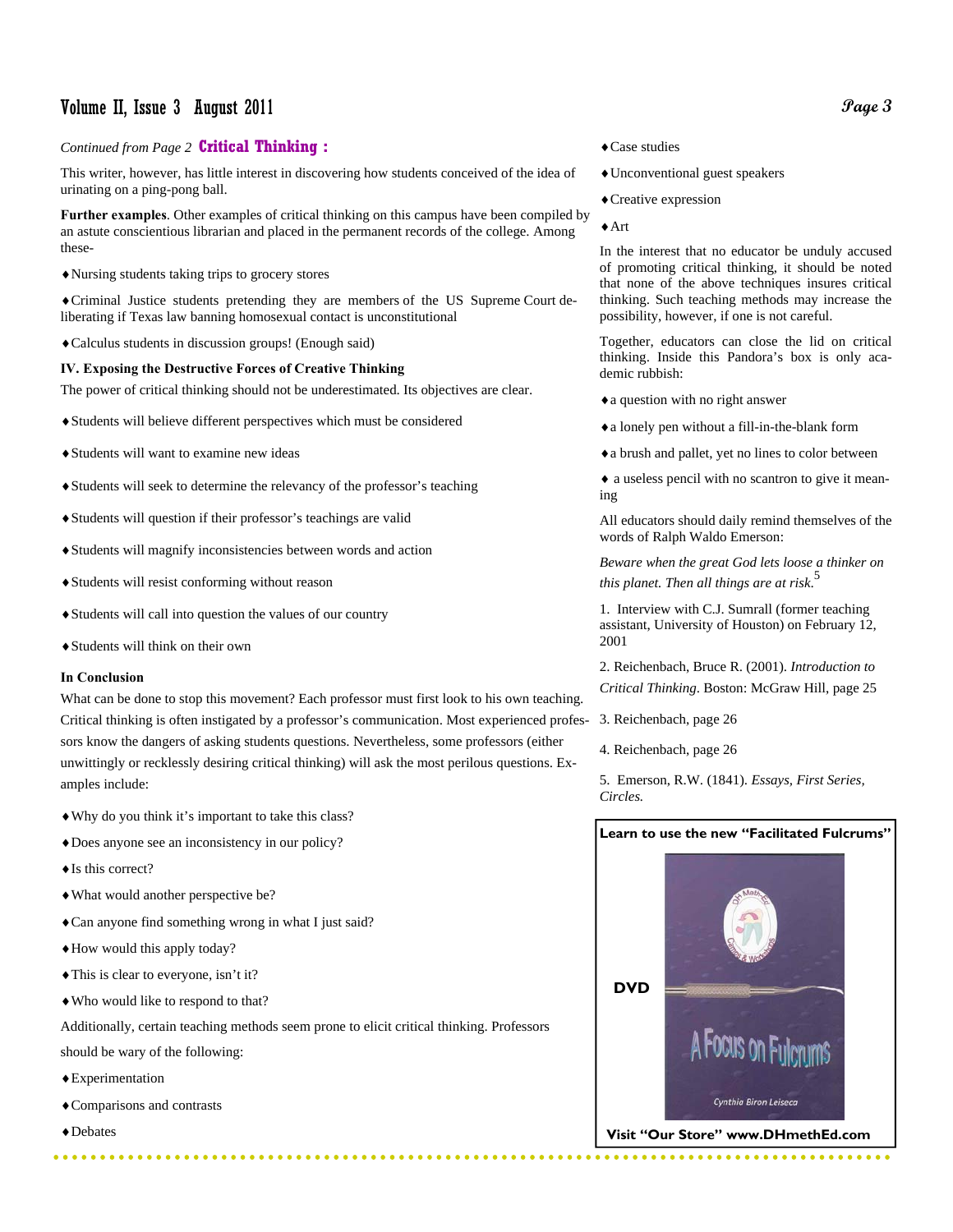*Continued from Page 2* **Critical Thinking :**

This writer, however, has little interest in discovering how students conceived of the idea of urinating on a ping-pong ball.

**Further examples**. Other examples of critical thinking on this campus have been compiled by an astute conscientious librarian and placed in the permanent records of the college. Among these-

- Nursing students taking trips to grocery stores
- Criminal Justice students pretending they are members of the US Supreme Court deliberating if Texas law banning homosexual contact is unconstitutional
- Calculus students in discussion groups! (Enough said)

### IV. Exposing the Destructive Forces of Creative Thinking

The power of critical thinking should not be underestimated. Its objectives are clear.

- Students will believe different perspectives which must be considered
- Students will want to examine new ideas
- Students will seek to determine the relevancy of the professor's teaching
- Students will question if their professor's teachings are valid
- Students will magnify inconsistencies between words and action
- Students will resist conforming without reason
- Students will call into question the values of our country
- Students will think on their own

### In Conclusion

What can be done to stop this movement? Each professor must first look to his own teaching. Critical thinking is often instigated by a professor's communication. Most experienced professors know the dangers of asking students questions. Nevertheless, some professors (either unwittingly or recklessly desiring critical thinking) will ask the most perilous questions. Examples include:

- Why do you think it's important to take this class?
- Does anyone see an inconsistency in our policy?
- Is this correct?
- What would another perspective be?
- Can anyone find something wrong in what I just said?
- How would this apply today?
- This is clear to everyone, isn't it?
- Who would like to respond to that?

Additionally, certain teaching methods seem prone to elicit critical thinking. Professors should be wary of the following:

- Experimentation
- Comparisons and contrasts
- Debates
- Case studies
- Unconventional guest speakers
- Creative expression
- Art

In the interest that no educator be unduly accused of promoting critical thinking, it should be noted that none of the above techniques insures critical thinking. Such teaching methods may increase the possibility, however, if one is not careful.

Together, educators can close the lid on critical thinking. Inside this Pandora's box is only academic rubbish:

- a question with no right answer
- a lonely pen without a fill-in-the-blank form
- a brush and pallet, yet no lines to color between
- a useless pencil with no scantron to give it meaning

All educators should daily remind themselves of the words of Ralph Waldo Emerson:

*Beware when the great God lets loose a thinker on this planet. Then all things are at risk.*[5]

1. Interview with C.J. Sumrall (former teaching assistant, University of Houston) on February 12, 2001
2. Reichenbach, Bruce R. (2001). *Introduction to Critical Thinking*. Boston: McGraw Hill, page 25
3. Reichenbach, page 26
4. Reichenbach, page 26
5. Emerson, R.W. (1841). *Essays, First Series, Circles.*

**Learn to use the new "Facilitated Fulcrums"**

**DVD**

A Focus on Fulcrums

Cynthia Biron Leiseca

**Visit "Our Store" www.DHmethEd.com**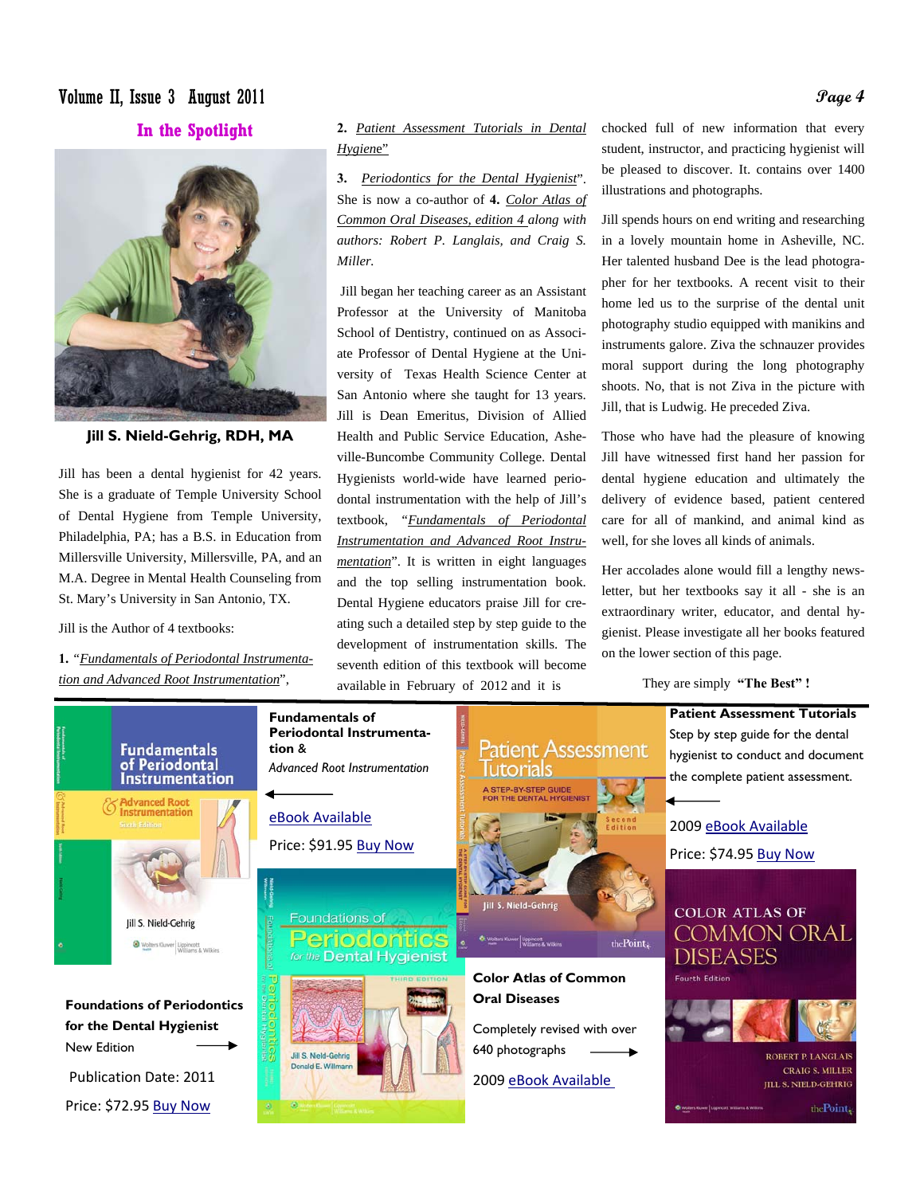## In the Spotlight

**Jill S. Nield-Gehrig, RDH, MA**

Jill has been a dental hygienist for 42 years. She is a graduate of Temple University School of Dental Hygiene from Temple University, Philadelphia, PA; has a B.S. in Education from Millersville University, Millersville, PA, and an M.A. Degree in Mental Health Counseling from St. Mary's University in San Antonio, TX.

Jill is the Author of 4 textbooks:

**1.** *"Fundamentals of Periodontal Instrumentation and Advanced Root Instrumentation"*,

**2.** *Patient Assessment Tutorials in Dental Hygiene"*

**3.** *Periodontics for the Dental Hygienist"*. She is now a co-author of **4.** *Color Atlas of Common Oral Diseases, edition 4 along with authors: Robert P. Langlais, and Craig S. Miller.*

Jill began her teaching career as an Assistant Professor at the University of Manitoba School of Dentistry, continued on as Associate Professor of Dental Hygiene at the University of Texas Health Science Center at San Antonio where she taught for 13 years. Jill is Dean Emeritus, Division of Allied Health and Public Service Education, Asheville-Buncombe Community College. Dental Hygienists world-wide have learned periodontal instrumentation with the help of Jill's textbook, *"Fundamentals of Periodontal Instrumentation and Advanced Root Instrumentation"*. It is written in eight languages and the top selling instrumentation book. Dental Hygiene educators praise Jill for creating such a detailed step by step guide to the development of instrumentation skills. The seventh edition of this textbook will become available in February of 2012 and it is chocked full of new information that every student, instructor, and practicing hygienist will be pleased to discover. It contains over 1400 illustrations and photographs.

Jill spends hours on end writing and researching in a lovely mountain home in Asheville, NC. Her talented husband Dee is the lead photographer for her textbooks. A recent visit to their home led us to the surprise of the dental unit photography studio equipped with manikins and instruments galore. Ziva the schnauzer provides moral support during the long photography shoots. No, that is not Ziva in the picture with Jill, that is Ludwig. He preceded Ziva.

Those who have had the pleasure of knowing Jill have witnessed first hand her passion for dental hygiene education and ultimately the delivery of evidence based, patient centered care for all of mankind, and animal kind as well, for she loves all kinds of animals.

Her accolades alone would fill a lengthy newsletter, but her textbooks say it all - she is an extraordinary writer, educator, and dental hygienist. Please investigate all her books featured on the lower section of this page.

They are simply **"The Best" !**

**Fundamentals of Periodontal Instrumentation &**
*Advanced Root Instrumentation*

eBook Available

Price: $91.95 Buy Now

**Patient Assessment Tutorials**
Step by step guide for the dental hygienist to conduct and document the complete patient assessment.

2009 eBook Available

Price: $74.95 Buy Now

**Foundations of Periodontics for the Dental Hygienist**
New Edition

Publication Date: 2011

Price: $72.95 Buy Now

**Color Atlas of Common Oral Diseases**

Completely revised with over 640 photographs

2009 eBook Available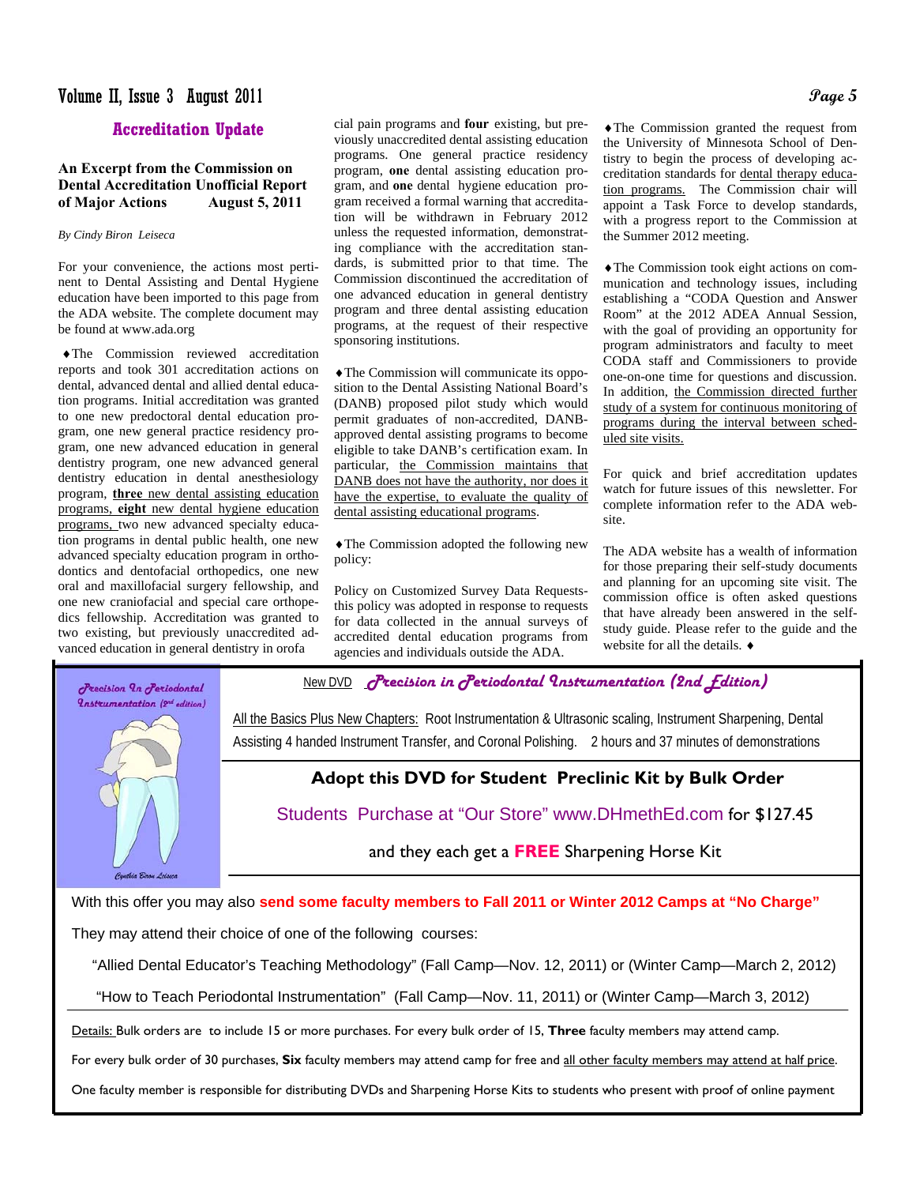## Accreditation Update

### An Excerpt from the Commission on Dental Accreditation Unofficial Report of Major Actions August 5, 2011

*By Cindy Biron Leiseca*

For your convenience, the actions most pertinent to Dental Assisting and Dental Hygiene education have been imported to this page from the ADA website. The complete document may be found at www.ada.org

♦The Commission reviewed accreditation reports and took 301 accreditation actions on dental, advanced dental and allied dental education programs. Initial accreditation was granted to one new predoctoral dental education program, one new general practice residency program, one new advanced education in general dentistry program, one new advanced general dentistry education in dental anesthesiology program, **three** new dental assisting education programs, **eight** new dental hygiene education programs, two new advanced specialty education programs in dental public health, one new advanced specialty education program in orthodontics and dentofacial orthopedics, one new oral and maxillofacial surgery fellowship, and one new craniofacial and special care orthopedics fellowship. Accreditation was granted to two existing, but previously unaccredited advanced education in general dentistry in orofacial pain programs and **four** existing, but previously unaccredited dental assisting education programs. One general practice residency program, **one** dental assisting education program, and **one** dental hygiene education program received a formal warning that accreditation will be withdrawn in February 2012 unless the requested information, demonstrating compliance with the accreditation standards, is submitted prior to that time. The Commission discontinued the accreditation of one advanced education in general dentistry program and three dental assisting education programs, at the request of their respective sponsoring institutions.

♦The Commission will communicate its opposition to the Dental Assisting National Board's (DANB) proposed pilot study which would permit graduates of non-accredited, DANB-approved dental assisting programs to become eligible to take DANB's certification exam. In particular, the Commission maintains that DANB does not have the authority, nor does it have the expertise, to evaluate the quality of dental assisting educational programs.

♦The Commission adopted the following new policy:

Policy on Customized Survey Data Requests- this policy was adopted in response to requests for data collected in the annual surveys of accredited dental education programs from agencies and individuals outside the ADA.

♦The Commission granted the request from the University of Minnesota School of Dentistry to begin the process of developing accreditation standards for dental therapy education programs. The Commission chair will appoint a Task Force to develop standards, with a progress report to the Commission at the Summer 2012 meeting.

♦The Commission took eight actions on communication and technology issues, including establishing a "CODA Question and Answer Room" at the 2012 ADEA Annual Session, with the goal of providing an opportunity for program administrators and faculty to meet CODA staff and Commissioners to provide one-on-one time for questions and discussion. In addition, the Commission directed further study of a system for continuous monitoring of programs during the interval between scheduled site visits.

For quick and brief accreditation updates watch for future issues of this newsletter. For complete information refer to the ADA website.

The ADA website has a wealth of information for those preparing their self-study documents and planning for an upcoming site visit. The commission office is often asked questions that have already been answered in the self-study guide. Please refer to the guide and the website for all the details. ♦

---

*Precision In Periodontal Instrumentation (2nd edition)*

*Cynthia Biron Leiseca*

New DVD *Precision in Periodontal Instrumentation (2nd Edition)*

All the Basics Plus New Chapters: Root Instrumentation & Ultrasonic scaling, Instrument Sharpening, Dental Assisting 4 handed Instrument Transfer, and Coronal Polishing. 2 hours and 37 minutes of demonstrations

**Adopt this DVD for Student Preclinic Kit by Bulk Order**

Students Purchase at "Our Store" www.DHmethEd.com for $127.45

and they each get a **FREE** Sharpening Horse Kit

With this offer you may also **send some faculty members to Fall 2011 or Winter 2012 Camps at "No Charge"**

They may attend their choice of one of the following courses:

"Allied Dental Educator's Teaching Methodology" (Fall Camp—Nov. 12, 2011) or (Winter Camp—March 2, 2012)

"How to Teach Periodontal Instrumentation" (Fall Camp—Nov. 11, 2011) or (Winter Camp—March 3, 2012)

Details: Bulk orders are to include 15 or more purchases. For every bulk order of 15, **Three** faculty members may attend camp.

For every bulk order of 30 purchases, **Six** faculty members may attend camp for free and all other faculty members may attend at half price.

One faculty member is responsible for distributing DVDs and Sharpening Horse Kits to students who present with proof of online payment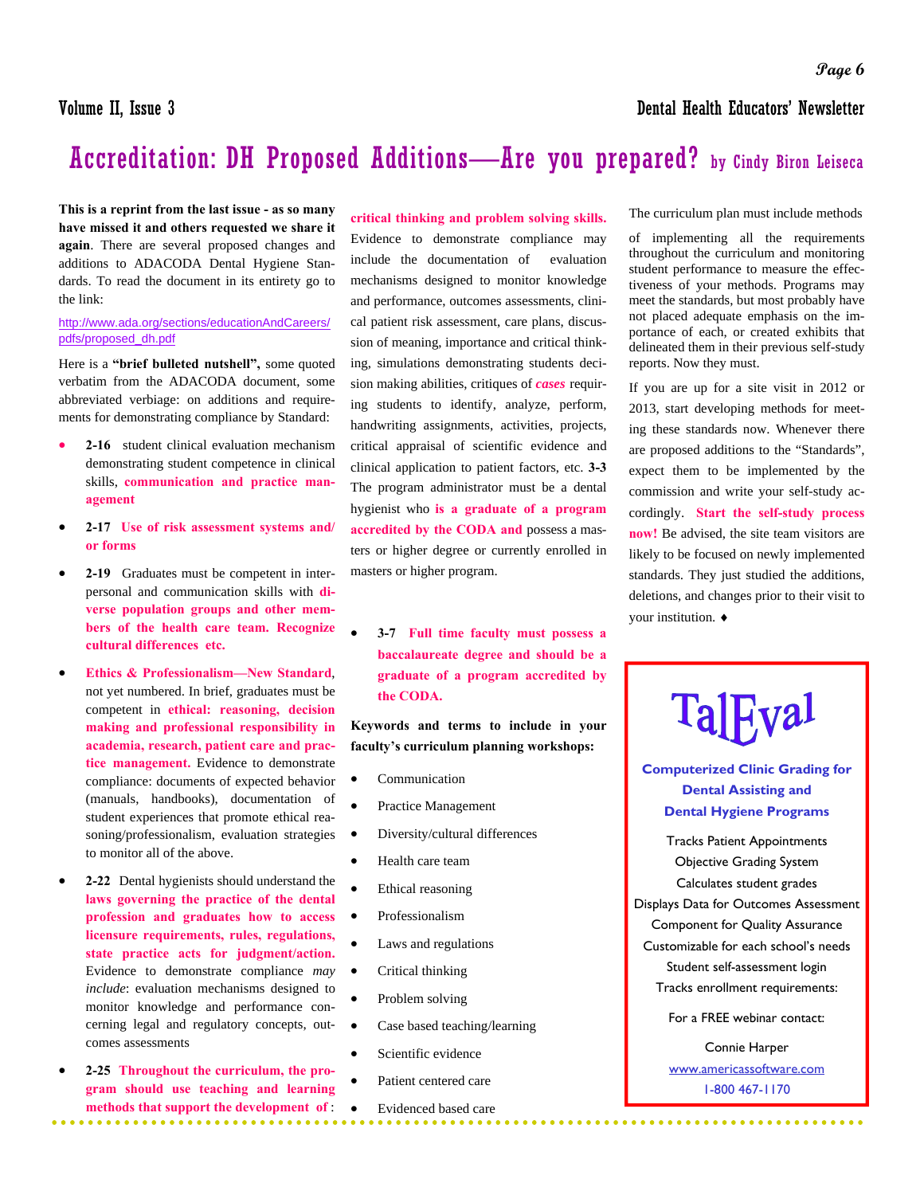# Accreditation: DH Proposed Additions—Are you prepared? by Cindy Biron Leiseca

**This is a reprint from the last issue - as so many have missed it and others requested we share it again**. There are several proposed changes and additions to ADACODA Dental Hygiene Standards. To read the document in its entirety go to the link:

http://www.ada.org/sections/educationAndCareers/pdfs/proposed_dh.pdf

Here is a **"brief bulleted nutshell",** some quoted verbatim from the ADACODA document, some abbreviated verbiage: on additions and requirements for demonstrating compliance by Standard:

- **2-16** student clinical evaluation mechanism demonstrating student competence in clinical skills, **communication and practice management**
- **2-17 Use of risk assessment systems and/or forms**
- **2-19** Graduates must be competent in interpersonal and communication skills with **diverse population groups and other members of the health care team. Recognize cultural differences etc.**
- **Ethics & Professionalism—New Standard**, not yet numbered. In brief, graduates must be competent in **ethical: reasoning, decision making and professional responsibility in academia, research, patient care and practice management.** Evidence to demonstrate compliance: documents of expected behavior (manuals, handbooks), documentation of student experiences that promote ethical reasoning/professionalism, evaluation strategies to monitor all of the above.
- **2-22** Dental hygienists should understand the **laws governing the practice of the dental profession and graduates how to access licensure requirements, rules, regulations, state practice acts for judgment/action.** Evidence to demonstrate compliance *may include*: evaluation mechanisms designed to monitor knowledge and performance concerning legal and regulatory concepts, outcomes assessments
- **2-25 Throughout the curriculum, the program should use teaching and learning methods that support the development of: critical thinking and problem solving skills.** Evidence to demonstrate compliance may include the documentation of evaluation mechanisms designed to monitor knowledge and performance, outcomes assessments, clinical patient risk assessment, care plans, discussion of meaning, importance and critical thinking, simulations demonstrating students decision making abilities, critiques of ***cases*** requiring students to identify, analyze, perform, handwriting assignments, activities, projects, critical appraisal of scientific evidence and clinical application to patient factors, etc. **3-3** The program administrator must be a dental hygienist who **is a graduate of a program accredited by the CODA and** possess a masters or higher degree or currently enrolled in masters or higher program.
- **3-7 Full time faculty must possess a baccalaureate degree and should be a graduate of a program accredited by the CODA.**

**Keywords and terms to include in your faculty's curriculum planning workshops:**

- Communication
- Practice Management
- Diversity/cultural differences
- Health care team
- Ethical reasoning
- Professionalism
- Laws and regulations
- Critical thinking
- Problem solving
- Case based teaching/learning
- Scientific evidence
- Patient centered care
- Evidenced based care

The curriculum plan must include methods of implementing all the requirements throughout the curriculum and monitoring student performance to measure the effectiveness of your methods. Programs may meet the standards, but most probably have not placed adequate emphasis on the importance of each, or created exhibits that delineated them in their previous self-study reports. Now they must.

If you are up for a site visit in 2012 or 2013, start developing methods for meeting these standards now. Whenever there are proposed additions to the "Standards", expect them to be implemented by the commission and write your self-study accordingly. **Start the self-study process now!** Be advised, the site team visitors are likely to be focused on newly implemented standards. They just studied the additions, deletions, and changes prior to their visit to your institution. ♦

---

**TalEval**

**Computerized Clinic Grading for Dental Assisting and Dental Hygiene Programs**

Tracks Patient Appointments
Objective Grading System
Calculates student grades
Displays Data for Outcomes Assessment
Component for Quality Assurance
Customizable for each school's needs
Student self-assessment login
Tracks enrollment requirements:

For a FREE webinar contact:

Connie Harper
www.americassoftware.com
1-800 467-1170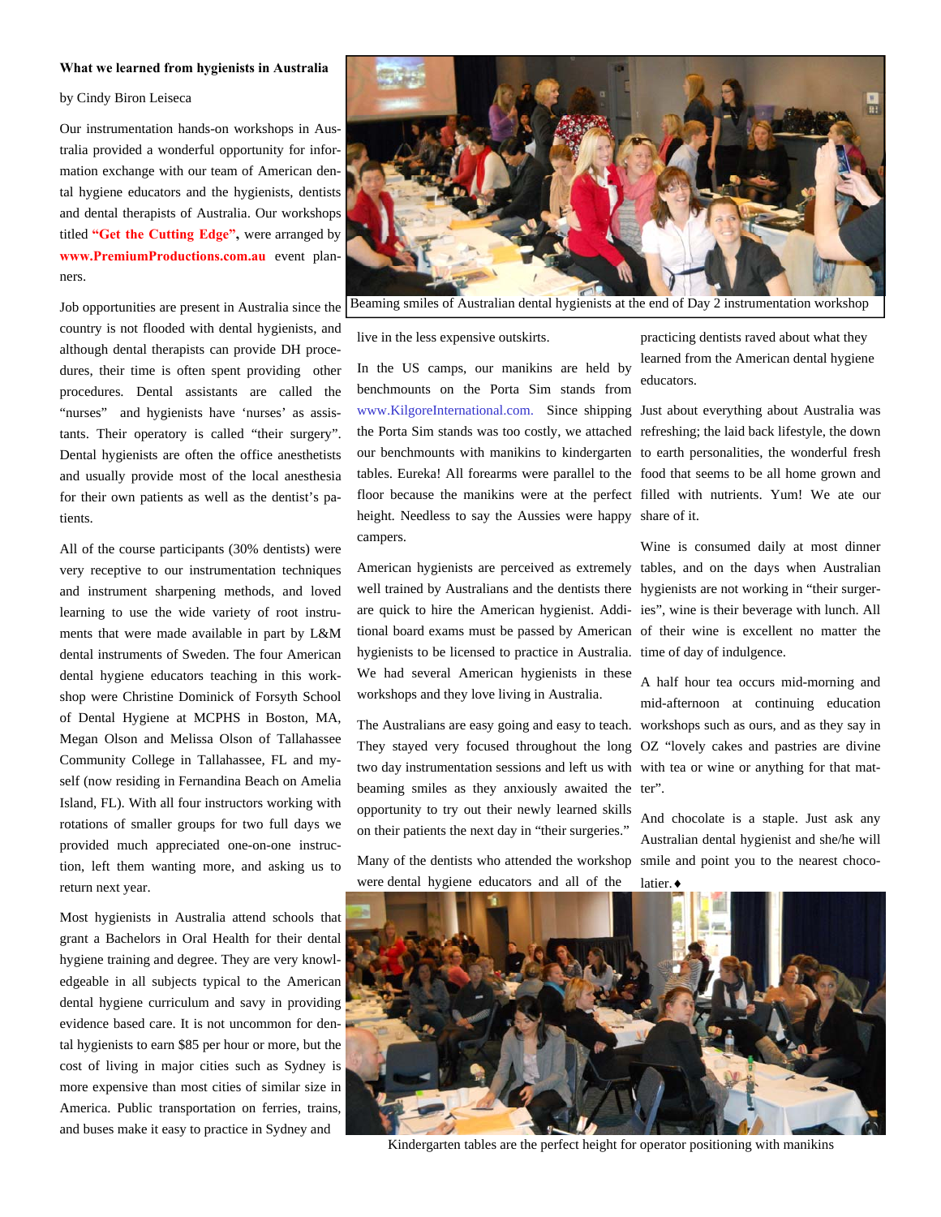**What we learned from hygienists in Australia**

by Cindy Biron Leiseca

Our instrumentation hands-on workshops in Australia provided a wonderful opportunity for information exchange with our team of American dental hygiene educators and the hygienists, dentists and dental therapists of Australia. Our workshops titled **"Get the Cutting Edge"**, were arranged by **www.PremiumProductions.com.au** event planners.

Job opportunities are present in Australia since the country is not flooded with dental hygienists, and although dental therapists can provide DH procedures, their time is often spent providing other procedures. Dental assistants are called the "nurses" and hygienists have 'nurses' as assistants. Their operatory is called "their surgery". Dental hygienists are often the office anesthetists and usually provide most of the local anesthesia for their own patients as well as the dentist's patients.

All of the course participants (30% dentists) were very receptive to our instrumentation techniques and instrument sharpening methods, and loved learning to use the wide variety of root instruments that were made available in part by L&M dental instruments of Sweden. The four American dental hygiene educators teaching in this workshop were Christine Dominick of Forsyth School of Dental Hygiene at MCPHS in Boston, MA, Megan Olson and Melissa Olson of Tallahassee Community College in Tallahassee, FL and myself (now residing in Fernandina Beach on Amelia Island, FL). With all four instructors working with rotations of smaller groups for two full days we provided much appreciated one-on-one instruction, left them wanting more, and asking us to return next year.

Most hygienists in Australia attend schools that grant a Bachelors in Oral Health for their dental hygiene training and degree. They are very knowledgeable in all subjects typical to the American dental hygiene curriculum and savy in providing evidence based care. It is not uncommon for dental hygienists to earn $85 per hour or more, but the cost of living in major cities such as Sydney is more expensive than most cities of similar size in America. Public transportation on ferries, trains, and buses make it easy to practice in Sydney and live in the less expensive outskirts.

Beaming smiles of Australian dental hygienists at the end of Day 2 instrumentation workshop

In the US camps, our manikins are held by benchmounts on the Porta Sim stands from www.KilgoreInternational.com. Since shipping the Porta Sim stands was too costly, we attached our benchmounts with manikins to kindergarten tables. Eureka! All forearms were parallel to the floor because the manikins were at the perfect height. Needless to say the Aussies were happy campers.

American hygienists are perceived as extremely well trained by Australians and the dentists there are quick to hire the American hygienist. Additional board exams must be passed by American hygienists to be licensed to practice in Australia. We had several American hygienists in these workshops and they love living in Australia.

The Australians are easy going and easy to teach. They stayed very focused throughout the long two day instrumentation sessions and left us with beaming smiles as they anxiously awaited the opportunity to try out their newly learned skills on their patients the next day in "their surgeries."

Many of the dentists who attended the workshop were dental hygiene educators and all of the practicing dentists raved about what they learned from the American dental hygiene educators.

Just about everything about Australia was refreshing; the laid back lifestyle, the down to earth personalities, the wonderful fresh food that seems to be all home grown and filled with nutrients. Yum! We ate our share of it.

Wine is consumed daily at most dinner tables, and on the days when Australian hygienists are not working in "their surgeries", wine is their beverage with lunch. All of their wine is excellent no matter the time of day of indulgence.

A half hour tea occurs mid-morning and mid-afternoon at continuing education workshops such as ours, and as they say in OZ "lovely cakes and pastries are divine with tea or wine or anything for that matter".

And chocolate is a staple. Just ask any Australian dental hygienist and she/he will smile and point you to the nearest chocolatier.♦

Kindergarten tables are the perfect height for operator positioning with manikins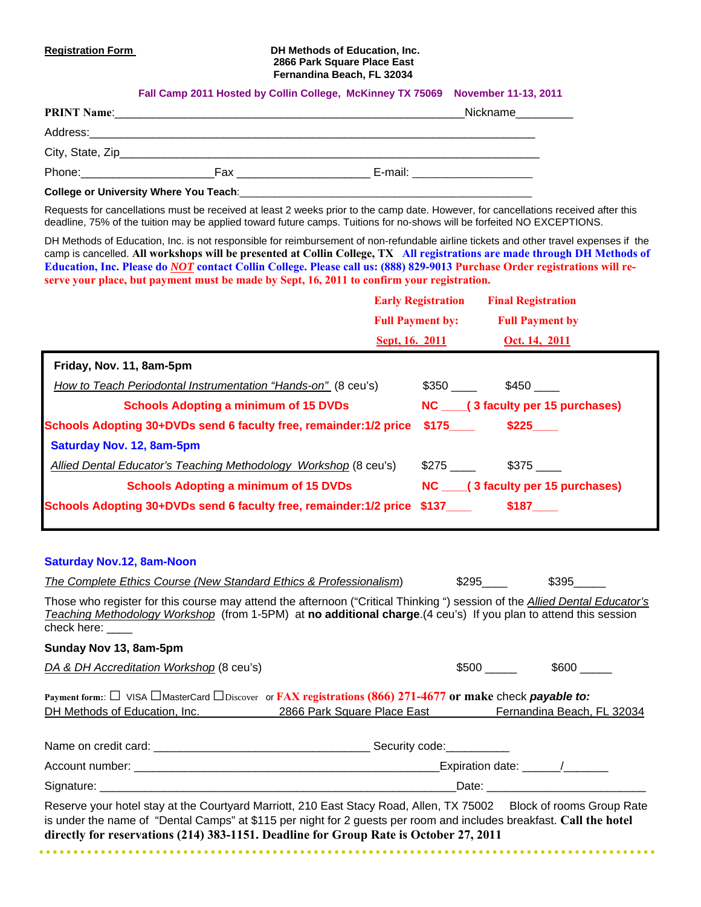**Registration Form**

**DH Methods of Education, Inc.**
**2866 Park Square Place East**
**Fernandina Beach, FL 32034**

**Fall Camp 2011 Hosted by Collin College, McKinney TX 75069 November 11-13, 2011**

**PRINT Name**:\_\_\_\_\_\_\_\_\_\_\_\_\_\_\_\_\_\_\_\_\_\_\_\_\_\_\_\_\_\_\_\_\_\_\_\_\_\_\_\_\_\_\_\_\_\_\_\_\_\_\_\_\_\_\_Nickname\_\_\_\_\_\_\_\_\_

Address:\_\_\_\_\_\_\_\_\_\_\_\_\_\_\_\_\_\_\_\_\_\_\_\_\_\_\_\_\_\_\_\_\_\_\_\_\_\_\_\_\_\_\_\_\_\_\_\_\_\_\_\_\_\_\_\_\_\_\_\_\_\_\_\_\_\_\_\_

City, State, Zip\_\_\_\_\_\_\_\_\_\_\_\_\_\_\_\_\_\_\_\_\_\_\_\_\_\_\_\_\_\_\_\_\_\_\_\_\_\_\_\_\_\_\_\_\_\_\_\_\_\_\_\_\_\_\_\_\_\_\_\_\_\_\_\_\_\_

Phone:\_\_\_\_\_\_\_\_\_\_\_\_\_\_\_\_\_\_\_\_\_Fax \_\_\_\_\_\_\_\_\_\_\_\_\_\_\_\_\_\_\_\_ E-mail: \_\_\_\_\_\_\_\_\_\_\_\_\_\_\_\_\_\_\_

**College or University Where You Teach**:\_\_\_\_\_\_\_\_\_\_\_\_\_\_\_\_\_\_\_\_\_\_\_\_\_\_\_\_\_\_\_\_\_\_\_\_\_\_\_\_\_\_\_\_\_\_\_\_

Requests for cancellations must be received at least 2 weeks prior to the camp date. However, for cancellations received after this deadline, 75% of the tuition may be applied toward future camps. Tuitions for no-shows will be forfeited NO EXCEPTIONS.

DH Methods of Education, Inc. is not responsible for reimbursement of non-refundable airline tickets and other travel expenses if the camp is cancelled. **All workshops will be presented at Collin College, TX All registrations are made through DH Methods of Education, Inc. Please do *NOT* contact Collin College. Please call us: (888) 829-9013 Purchase Order registrations will reserve your place, but payment must be made by Sept, 16, 2011 to confirm your registration.**

| | Early Registration Full Payment by: Sept, 16. 2011 | Final Registration Full Payment by Oct. 14, 2011 |
|---|---|---|
| **Friday, Nov. 11, 8am-5pm** | | |
| *How to Teach Periodontal Instrumentation "Hands-on"* (8 ceu's) | $350 \_\_\_\_ | $450 \_\_\_\_ |
| **Schools Adopting a minimum of 15 DVDs** | **NC \_\_\_\_( 3 faculty per 15 purchases)** | |
| **Schools Adopting 30+DVDs send 6 faculty free, remainder:1/2 price** | **$175\_\_\_\_** | **$225\_\_\_\_** |
| **Saturday Nov. 12, 8am-5pm** | | |
| *Allied Dental Educator's Teaching Methodology Workshop* (8 ceu's) | $275 \_\_\_\_ | $375 \_\_\_\_ |
| **Schools Adopting a minimum of 15 DVDs** | **NC \_\_\_\_( 3 faculty per 15 purchases)** | |
| **Schools Adopting 30+DVDs send 6 faculty free, remainder:1/2 price** | **$137\_\_\_\_** | **$187\_\_\_\_** |

**Saturday Nov.12, 8am-Noon**

*The Complete Ethics Course (New Standard Ethics & Professionalism)* $295\_\_\_\_ $395\_\_\_\_\_

Those who register for this course may attend the afternoon ("Critical Thinking ") session of the *Allied Dental Educator's Teaching Methodology Workshop* (from 1-5PM) at **no additional charge**.(4 ceu's) If you plan to attend this session check here: \_\_\_\_

**Sunday Nov 13, 8am-5pm**

*DA & DH Accreditation Workshop* (8 ceu's) $500 \_\_\_\_\_ $600 \_\_\_\_\_

**Payment form:**: ☐ VISA ☐MasterCard ☐Discover or **FAX registrations (866) 271-4677 or make** check ***payable to:***
DH Methods of Education, Inc. 2866 Park Square Place East Fernandina Beach, FL 32034

Name on credit card: \_\_\_\_\_\_\_\_\_\_\_\_\_\_\_\_\_\_\_\_\_\_\_\_\_\_\_\_\_\_\_\_\_\_ Security code:\_\_\_\_\_\_\_\_\_\_

Account number: \_\_\_\_\_\_\_\_\_\_\_\_\_\_\_\_\_\_\_\_\_\_\_\_\_\_\_\_\_\_\_\_\_\_\_\_\_\_\_\_\_\_\_\_\_\_\_\_Expiration date: \_\_\_\_\_\_/\_\_\_\_\_\_\_

Signature: \_\_\_\_\_\_\_\_\_\_\_\_\_\_\_\_\_\_\_\_\_\_\_\_\_\_\_\_\_\_\_\_\_\_\_\_\_\_\_\_\_\_\_\_\_\_\_\_\_\_\_\_\_\_\_\_Date: \_\_\_\_\_\_\_\_\_\_\_\_\_\_\_\_\_\_\_\_\_\_\_\_

Reserve your hotel stay at the Courtyard Marriott, 210 East Stacy Road, Allen, TX 75002 Block of rooms Group Rate is under the name of "Dental Camps" at $115 per night for 2 guests per room and includes breakfast. **Call the hotel directly for reservations (214) 383-1151. Deadline for Group Rate is October 27, 2011**